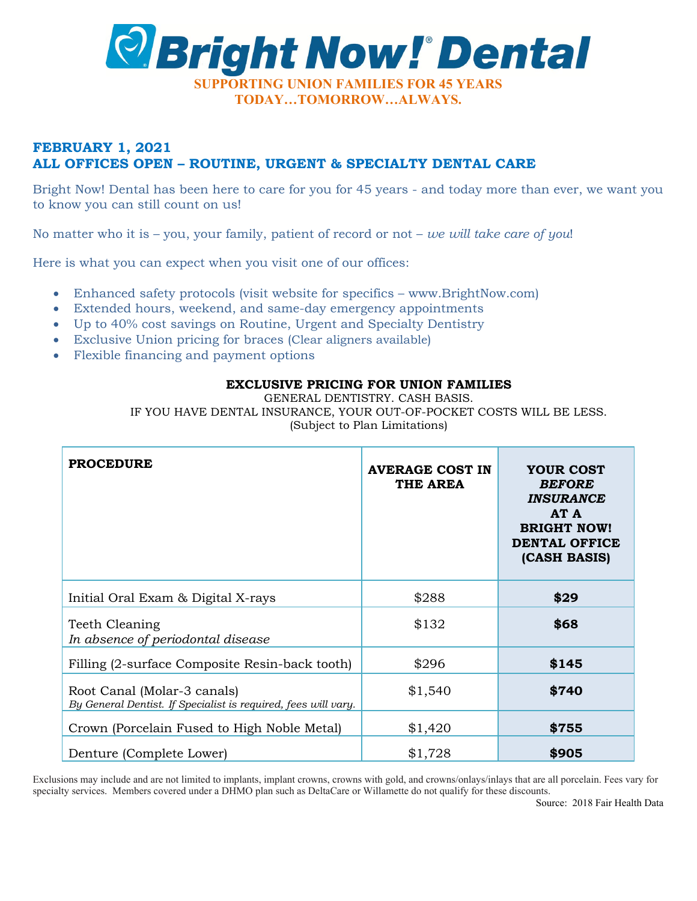# Bright Now!® Dental

**SUPPORTING UNION FAMILIES FOR 45 YEARS**
**TODAY…TOMORROW…ALWAYS.**

## FEBRUARY 1, 2021
## ALL OFFICES OPEN – ROUTINE, URGENT & SPECIALTY DENTAL CARE

Bright Now! Dental has been here to care for you for 45 years - and today more than ever, we want you to know you can still count on us!

No matter who it is – you, your family, patient of record or not – *we will take care of you*!

Here is what you can expect when you visit one of our offices:

- Enhanced safety protocols (visit website for specifics – www.BrightNow.com)
- Extended hours, weekend, and same-day emergency appointments
- Up to 40% cost savings on Routine, Urgent and Specialty Dentistry
- Exclusive Union pricing for braces (Clear aligners available)
- Flexible financing and payment options

**EXCLUSIVE PRICING FOR UNION FAMILIES**
GENERAL DENTISTRY. CASH BASIS.
IF YOU HAVE DENTAL INSURANCE, YOUR OUT-OF-POCKET COSTS WILL BE LESS.
(Subject to Plan Limitations)

| PROCEDURE | AVERAGE COST IN THE AREA | YOUR COST *BEFORE INSURANCE* AT A BRIGHT NOW! DENTAL OFFICE (CASH BASIS) |
|---|---|---|
| Initial Oral Exam & Digital X-rays | $288 | **$29** |
| Teeth Cleaning *In absence of periodontal disease* | $132 | **$68** |
| Filling (2-surface Composite Resin-back tooth) | $296 | **$145** |
| Root Canal (Molar-3 canals) *By General Dentist. If Specialist is required, fees will vary.* | $1,540 | **$740** |
| Crown (Porcelain Fused to High Noble Metal) | $1,420 | **$755** |
| Denture (Complete Lower) | $1,728 | **$905** |

Exclusions may include and are not limited to implants, implant crowns, crowns with gold, and crowns/onlays/inlays that are all porcelain. Fees vary for specialty services. Members covered under a DHMO plan such as DeltaCare or Willamette do not qualify for these discounts.

Source: 2018 Fair Health Data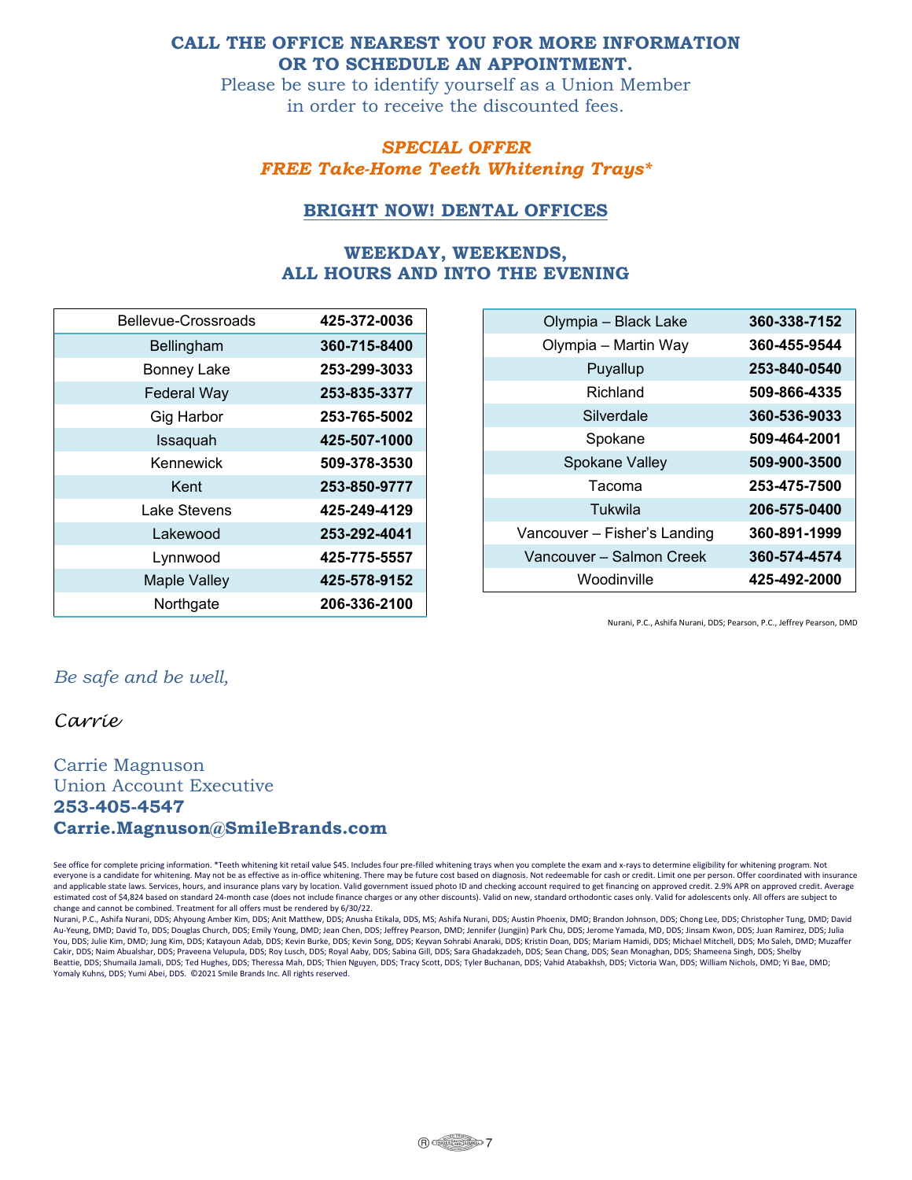**CALL THE OFFICE NEAREST YOU FOR MORE INFORMATION OR TO SCHEDULE AN APPOINTMENT.**

Please be sure to identify yourself as a Union Member in order to receive the discounted fees.

***SPECIAL OFFER***

***FREE Take-Home Teeth Whitening Trays****

## BRIGHT NOW! DENTAL OFFICES

### WEEKDAY, WEEKENDS, ALL HOURS AND INTO THE EVENING

| | |
|---|---|
| Bellevue-Crossroads | **425-372-0036** |
| Bellingham | **360-715-8400** |
| Bonney Lake | **253-299-3033** |
| Federal Way | **253-835-3377** |
| Gig Harbor | **253-765-5002** |
| Issaquah | **425-507-1000** |
| Kennewick | **509-378-3530** |
| Kent | **253-850-9777** |
| Lake Stevens | **425-249-4129** |
| Lakewood | **253-292-4041** |
| Lynnwood | **425-775-5557** |
| Maple Valley | **425-578-9152** |
| Northgate | **206-336-2100** |

| | |
|---|---|
| Olympia – Black Lake | **360-338-7152** |
| Olympia – Martin Way | **360-455-9544** |
| Puyallup | **253-840-0540** |
| Richland | **509-866-4335** |
| Silverdale | **360-536-9033** |
| Spokane | **509-464-2001** |
| Spokane Valley | **509-900-3500** |
| Tacoma | **253-475-7500** |
| Tukwila | **206-575-0400** |
| Vancouver – Fisher's Landing | **360-891-1999** |
| Vancouver – Salmon Creek | **360-574-4574** |
| Woodinville | **425-492-2000** |

Nurani, P.C., Ashifa Nurani, DDS; Pearson, P.C., Jeffrey Pearson, DMD

*Be safe and be well,*

*Carrie*

Carrie Magnuson
Union Account Executive
**253-405-4547**
**Carrie.Magnuson@SmileBrands.com**

See office for complete pricing information. *Teeth whitening kit retail value $45. Includes four pre-filled whitening trays when you complete the exam and x-rays to determine eligibility for whitening program. Not everyone is a candidate for whitening. May not be as effective as in-office whitening. There may be future cost based on diagnosis. Not redeemable for cash or credit. Limit one per person. Offer coordinated with insurance and applicable state laws. Services, hours, and insurance plans vary by location. Valid government issued photo ID and checking account required to get financing on approved credit. 2.9% APR on approved credit. Average estimated cost of $4,824 based on standard 24-month case (does not include finance charges or any other discounts). Valid on new, standard orthodontic cases only. Valid for adolescents only. All offers are subject to change and cannot be combined. Treatment for all offers must be rendered by 6/30/22.
Nurani, P.C., Ashifa Nurani, DDS; Ahyoung Amber Kim, DDS; Anit Matthew, DDS; Anusha Etikala, DDS, MS; Ashifa Nurani, DDS; Austin Phoenix, DMD; Brandon Johnson, DDS; Chong Lee, DDS; Christopher Tung, DMD; David Au-Yeung, DMD; David To, DDS; Douglas Church, DDS; Emily Young, DMD; Jean Chen, DDS; Jeffrey Pearson, DMD; Jennifer (Jungjin) Park Chu, DDS; Jerome Yamada, MD, DDS; Jinsam Kwon, DDS; Juan Ramirez, DDS; Julia You, DDS; Julie Kim, DMD; Jung Kim, DDS; Katayoun Adab, DDS; Kevin Burke, DDS; Kevin Song, DDS; Keyvan Sohrabi Anaraki, DDS; Kristin Doan, DDS; Mariam Hamidi, DDS; Michael Mitchell, DDS; Mo Saleh, DMD; Muzaffer Cakir, DDS; Naim Abualshar, DDS; Praveena Velupula, DDS; Roy Lusch, DDS; Royal Aaby, DDS; Sabina Gill, DDS; Sara Ghadakzadeh, DDS; Sean Chang, DDS; Sean Monaghan, DDS; Shameena Singh, DDS; Shelby Beattie, DDS; Shumaila Jamali, DDS; Ted Hughes, DDS; Theressa Mah, DDS; Thien Nguyen, DDS; Tracy Scott, DDS; Tyler Buchanan, DDS; Vahid Atabakhsh, DDS; Victoria Wan, DDS; William Nichols, DMD; Yi Bae, DMD; Yomaly Kuhns, DDS; Yumi Abei, DDS. ©2021 Smile Brands Inc. All rights reserved.